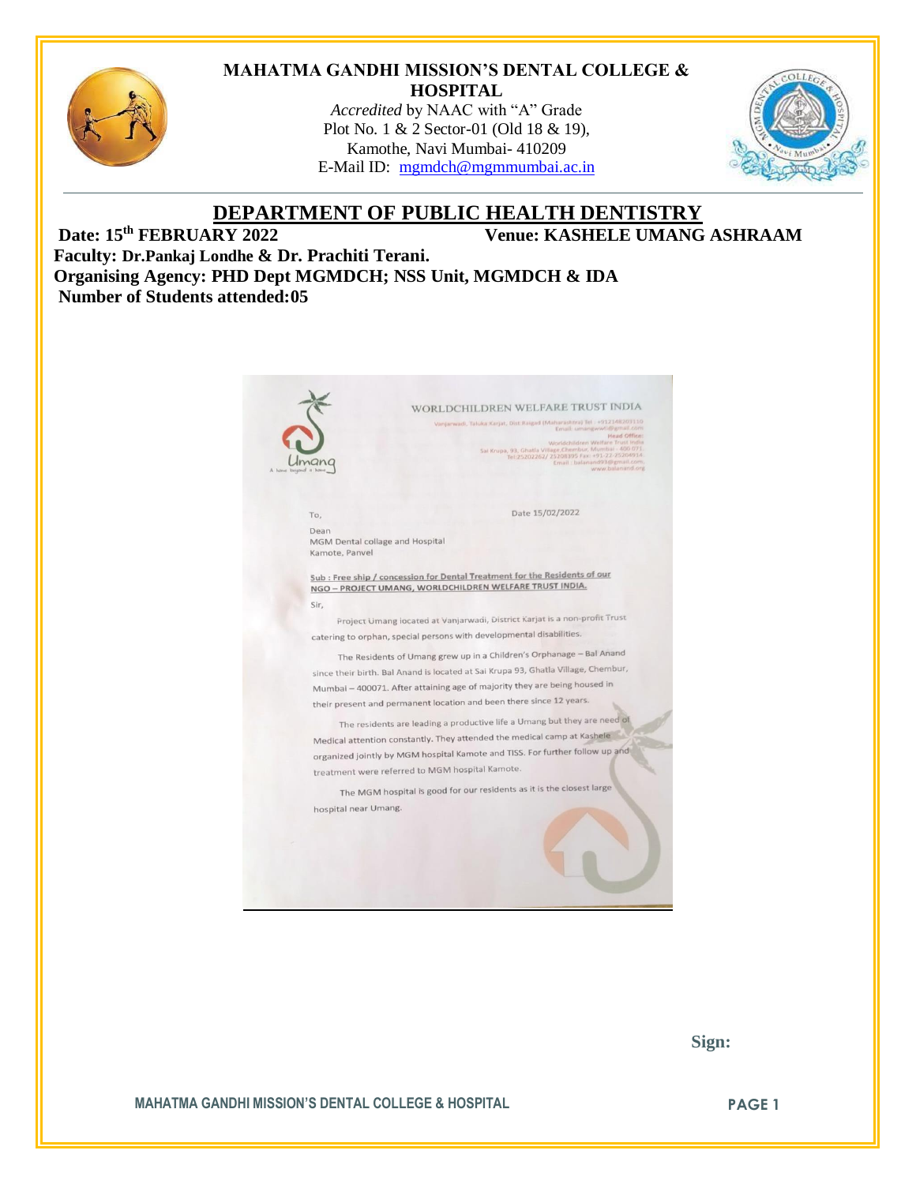**MAHATMA GANDHI MISSION'S DENTAL COLLEGE & HOSPITAL**

*Accredited* by NAAC with "A" Grade
Plot No. 1 & 2 Sector-01 (Old 18 & 19),
Kamothe, Navi Mumbai- 410209
E-Mail ID: mgmdch@mgmmumbai.ac.in

# DEPARTMENT OF PUBLIC HEALTH DENTISTRY

**Date: 15th FEBRUARY 2022** **Venue: KASHELE UMANG ASHRAAM**

**Faculty: Dr.Pankaj Londhe & Dr. Prachiti Terani.**

**Organising Agency: PHD Dept MGMDCH; NSS Unit, MGMDCH & IDA**

**Number of Students attended:05**

WORLDCHILDREN WELFARE TRUST INDIA

Vanjarwadi, Taluka Karjat, Dist Raigad (Maharashtra) Tel : +912148203110
Email: umangwwti@gmail.com
Head Office:
Worldchildren Welfare Trust India
Sai Krupa, 93, Ghatla Village,Chembur, Mumbai - 400 071.
Tel:25202262/ 25208395 Fax: +91-22-25204914.
Email : balanand93@gmail.com,
www.balanand.org

To, Date 15/02/2022

Dean
MGM Dental collage and Hospital
Kamote, Panvel

**Sub : Free ship / concession for Dental Treatment for the Residents of our NGO – PROJECT UMANG, WORLDCHILDREN WELFARE TRUST INDIA.**

Sir,

Project Umang located at Vanjarwadi, District Karjat is a non-profit Trust catering to orphan, special persons with developmental disabilities.

The Residents of Umang grew up in a Children's Orphanage – Bal Anand since their birth. Bal Anand is located at Sai Krupa 93, Ghatla Village, Chembur, Mumbai – 400071. After attaining age of majority they are being housed in their present and permanent location and been there since 12 years.

The residents are leading a productive life a Umang but they are need of Medical attention constantly. They attended the medical camp at Kashele organized jointly by MGM hospital Kamote and TISS. For further follow up and treatment were referred to MGM hospital Kamote.

The MGM hospital is good for our residents as it is the closest large hospital near Umang.

**Sign:**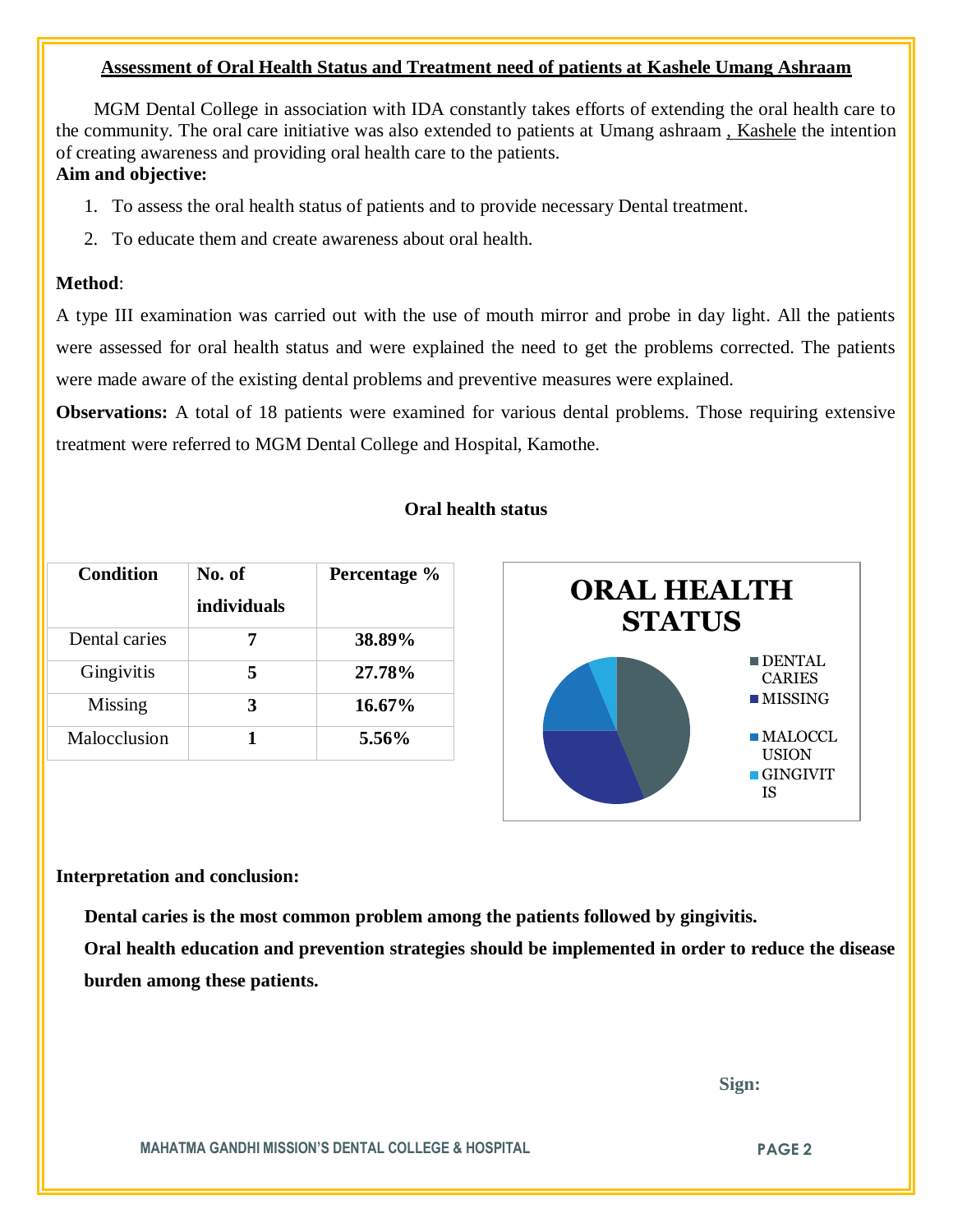## Assessment of Oral Health Status and Treatment need of patients at Kashele Umang Ashraam

MGM Dental College in association with IDA constantly takes efforts of extending the oral health care to the community. The oral care initiative was also extended to patients at Umang ashraam , Kashele the intention of creating awareness and providing oral health care to the patients.

**Aim and objective:**

1. To assess the oral health status of patients and to provide necessary Dental treatment.
2. To educate them and create awareness about oral health.

**Method**:

A type III examination was carried out with the use of mouth mirror and probe in day light. All the patients were assessed for oral health status and were explained the need to get the problems corrected. The patients were made aware of the existing dental problems and preventive measures were explained.

**Observations:** A total of 18 patients were examined for various dental problems. Those requiring extensive treatment were referred to MGM Dental College and Hospital, Kamothe.

**Oral health status**

| Condition | No. of individuals | Percentage % |
|---|---|---|
| Dental caries | **7** | **38.89%** |
| Gingivitis | **5** | **27.78%** |
| Missing | **3** | **16.67%** |
| Malocclusion | **1** | **5.56%** |

**ORAL HEALTH STATUS**

- DENTAL CARIES
- MISSING
- MALOCCLUSION
- GINGIVITIS

**Interpretation and conclusion:**

**Dental caries is the most common problem among the patients followed by gingivitis.**

**Oral health education and prevention strategies should be implemented in order to reduce the disease burden among these patients.**

**Sign:**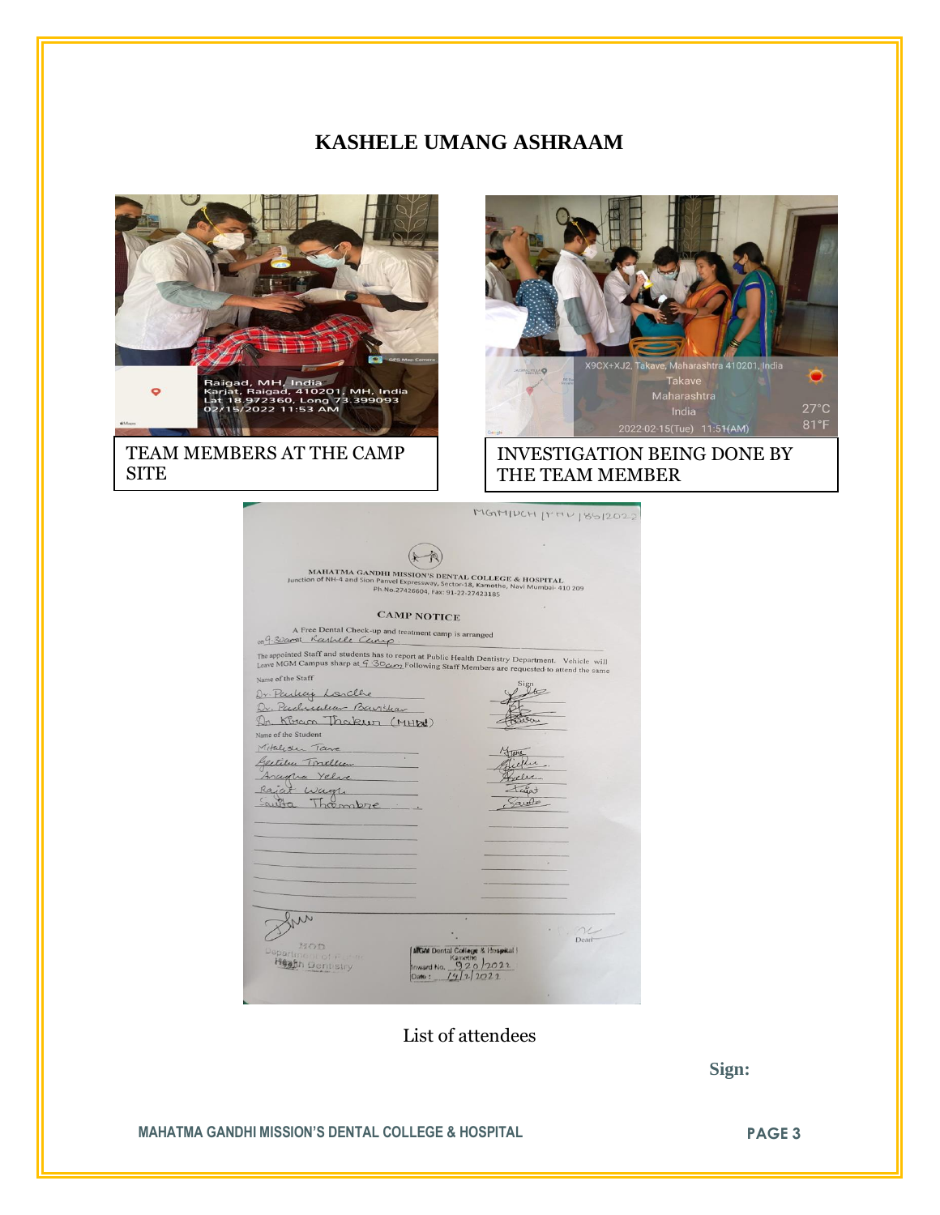# KASHELE UMANG ASHRAAM

TEAM MEMBERS AT THE CAMP SITE

INVESTIGATION BEING DONE BY THE TEAM MEMBER

List of attendees

**Sign:**